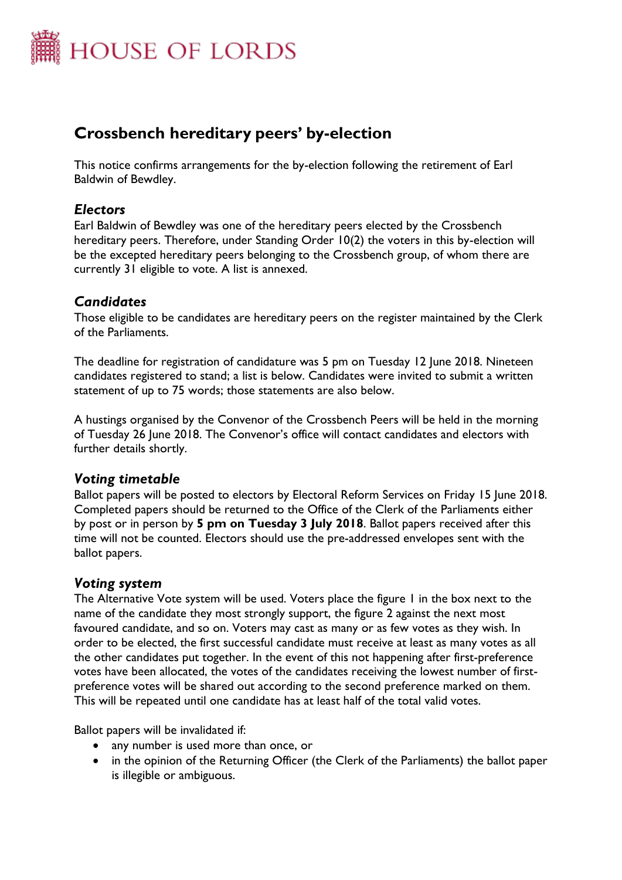# HOUSE OF LORDS

## Crossbench hereditary peers' by-election

This notice confirms arrangements for the by-election following the retirement of Earl Baldwin of Bewdley.

### *Electors*

Earl Baldwin of Bewdley was one of the hereditary peers elected by the Crossbench hereditary peers. Therefore, under Standing Order 10(2) the voters in this by-election will be the excepted hereditary peers belonging to the Crossbench group, of whom there are currently 31 eligible to vote. A list is annexed.

### *Candidates*

Those eligible to be candidates are hereditary peers on the register maintained by the Clerk of the Parliaments.

The deadline for registration of candidature was 5 pm on Tuesday 12 June 2018. Nineteen candidates registered to stand; a list is below. Candidates were invited to submit a written statement of up to 75 words; those statements are also below.

A hustings organised by the Convenor of the Crossbench Peers will be held in the morning of Tuesday 26 June 2018. The Convenor's office will contact candidates and electors with further details shortly.

### *Voting timetable*

Ballot papers will be posted to electors by Electoral Reform Services on Friday 15 June 2018. Completed papers should be returned to the Office of the Clerk of the Parliaments either by post or in person by **5 pm on Tuesday 3 July 2018**. Ballot papers received after this time will not be counted. Electors should use the pre-addressed envelopes sent with the ballot papers.

### *Voting system*

The Alternative Vote system will be used. Voters place the figure 1 in the box next to the name of the candidate they most strongly support, the figure 2 against the next most favoured candidate, and so on. Voters may cast as many or as few votes as they wish. In order to be elected, the first successful candidate must receive at least as many votes as all the other candidates put together. In the event of this not happening after first-preference votes have been allocated, the votes of the candidates receiving the lowest number of first-preference votes will be shared out according to the second preference marked on them. This will be repeated until one candidate has at least half of the total valid votes.

Ballot papers will be invalidated if:

- any number is used more than once, or
- in the opinion of the Returning Officer (the Clerk of the Parliaments) the ballot paper is illegible or ambiguous.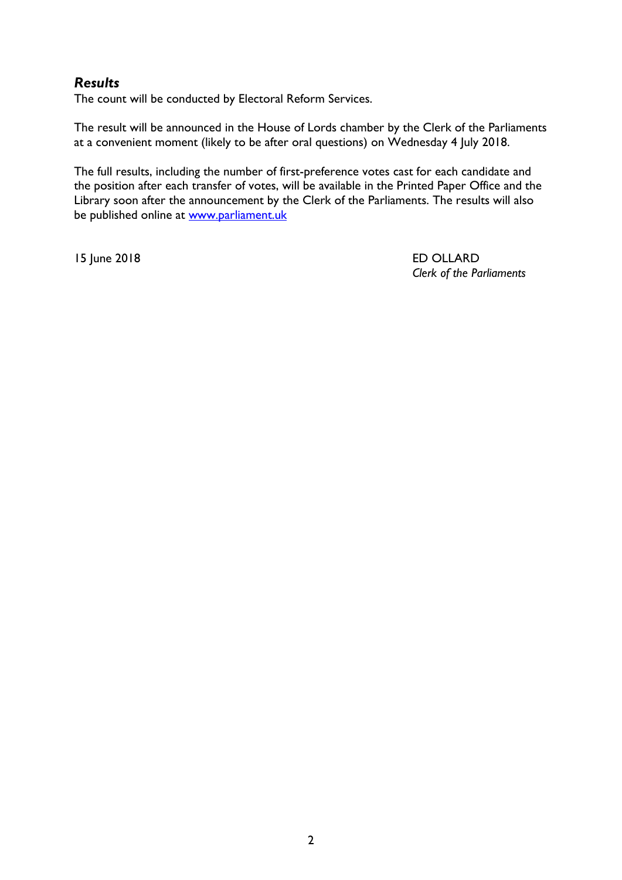### *Results*

The count will be conducted by Electoral Reform Services.

The result will be announced in the House of Lords chamber by the Clerk of the Parliaments at a convenient moment (likely to be after oral questions) on Wednesday 4 July 2018.

The full results, including the number of first-preference votes cast for each candidate and the position after each transfer of votes, will be available in the Printed Paper Office and the Library soon after the announcement by the Clerk of the Parliaments. The results will also be published online at [www.parliament.uk](http://www.parliament.uk)

15 June 2018

ED OLLARD
*Clerk of the Parliaments*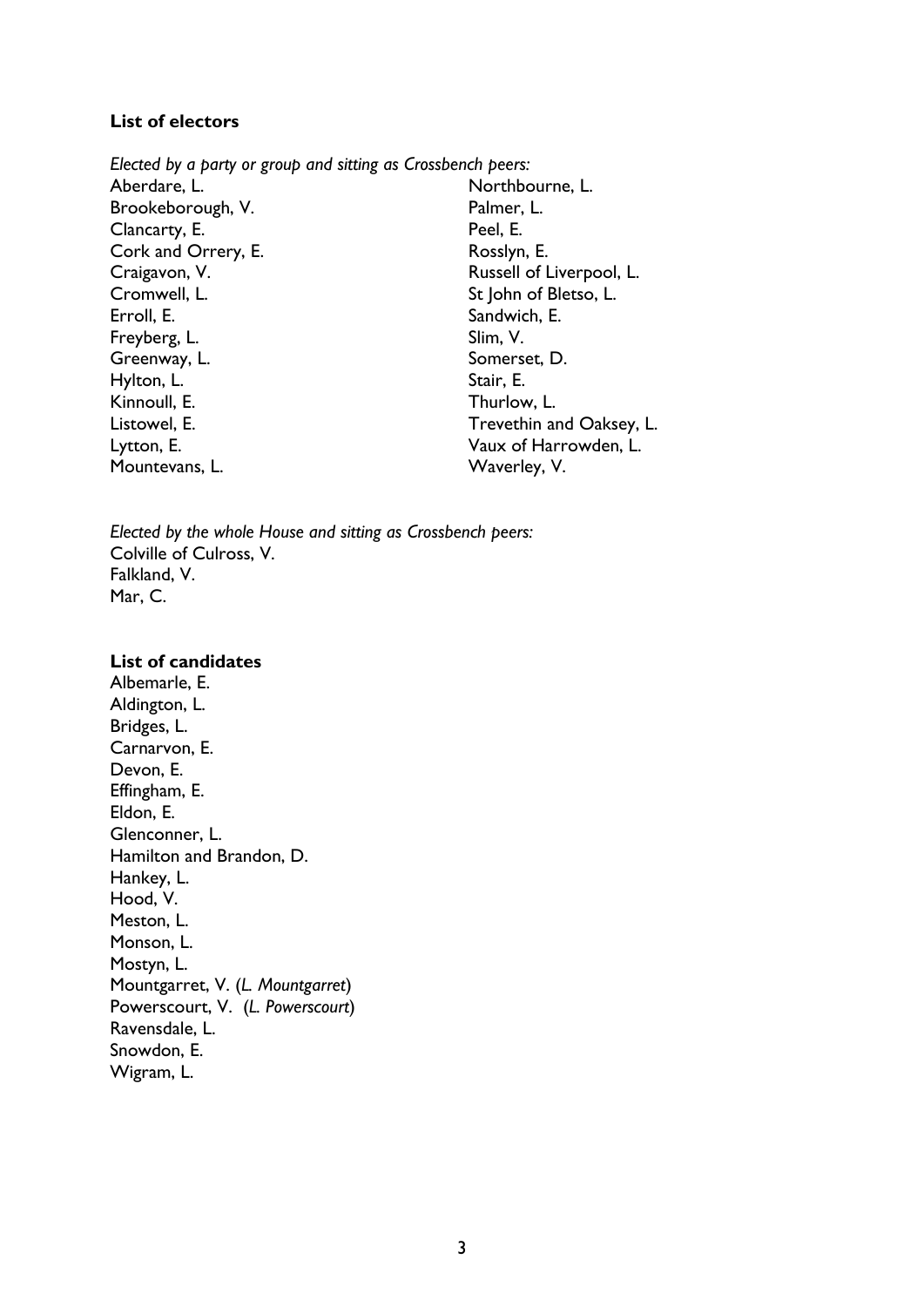**List of electors**

*Elected by a party or group and sitting as Crossbench peers:*

Aberdare, L.
Brookeborough, V.
Clancarty, E.
Cork and Orrery, E.
Craigavon, V.
Cromwell, L.
Erroll, E.
Freyberg, L.
Greenway, L.
Hylton, L.
Kinnoull, E.
Listowel, E.
Lytton, E.
Mountevans, L.
Northbourne, L.
Palmer, L.
Peel, E.
Rosslyn, E.
Russell of Liverpool, L.
St John of Bletso, L.
Sandwich, E.
Slim, V.
Somerset, D.
Stair, E.
Thurlow, L.
Trevethin and Oaksey, L.
Vaux of Harrowden, L.
Waverley, V.

*Elected by the whole House and sitting as Crossbench peers:*

Colville of Culross, V.
Falkland, V.
Mar, C.

**List of candidates**

Albemarle, E.
Aldington, L.
Bridges, L.
Carnarvon, E.
Devon, E.
Effingham, E.
Eldon, E.
Glenconner, L.
Hamilton and Brandon, D.
Hankey, L.
Hood, V.
Meston, L.
Monson, L.
Mostyn, L.
Mountgarret, V. (*L. Mountgarret*)
Powerscourt, V. (*L. Powerscourt*)
Ravensdale, L.
Snowdon, E.
Wigram, L.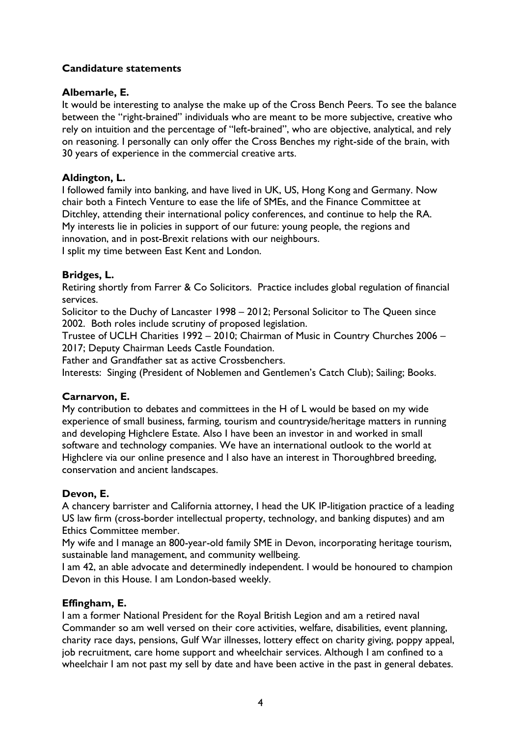**Candidature statements**

**Albemarle, E.**

It would be interesting to analyse the make up of the Cross Bench Peers. To see the balance between the "right-brained" individuals who are meant to be more subjective, creative who rely on intuition and the percentage of "left-brained", who are objective, analytical, and rely on reasoning. I personally can only offer the Cross Benches my right-side of the brain, with 30 years of experience in the commercial creative arts.

**Aldington, L.**

I followed family into banking, and have lived in UK, US, Hong Kong and Germany. Now chair both a Fintech Venture to ease the life of SMEs, and the Finance Committee at Ditchley, attending their international policy conferences, and continue to help the RA. My interests lie in policies in support of our future: young people, the regions and innovation, and in post-Brexit relations with our neighbours.
I split my time between East Kent and London.

**Bridges, L.**

Retiring shortly from Farrer & Co Solicitors. Practice includes global regulation of financial services.
Solicitor to the Duchy of Lancaster 1998 – 2012; Personal Solicitor to The Queen since 2002. Both roles include scrutiny of proposed legislation.
Trustee of UCLH Charities 1992 – 2010; Chairman of Music in Country Churches 2006 – 2017; Deputy Chairman Leeds Castle Foundation.
Father and Grandfather sat as active Crossbenchers.
Interests: Singing (President of Noblemen and Gentlemen's Catch Club); Sailing; Books.

**Carnarvon, E.**

My contribution to debates and committees in the H of L would be based on my wide experience of small business, farming, tourism and countryside/heritage matters in running and developing Highclere Estate. Also I have been an investor in and worked in small software and technology companies. We have an international outlook to the world at Highclere via our online presence and I also have an interest in Thoroughbred breeding, conservation and ancient landscapes.

**Devon, E.**

A chancery barrister and California attorney, I head the UK IP-litigation practice of a leading US law firm (cross-border intellectual property, technology, and banking disputes) and am Ethics Committee member.
My wife and I manage an 800-year-old family SME in Devon, incorporating heritage tourism, sustainable land management, and community wellbeing.
I am 42, an able advocate and determinedly independent. I would be honoured to champion Devon in this House. I am London-based weekly.

**Effingham, E.**

I am a former National President for the Royal British Legion and am a retired naval Commander so am well versed on their core activities, welfare, disabilities, event planning, charity race days, pensions, Gulf War illnesses, lottery effect on charity giving, poppy appeal, job recruitment, care home support and wheelchair services. Although I am confined to a wheelchair I am not past my sell by date and have been active in the past in general debates.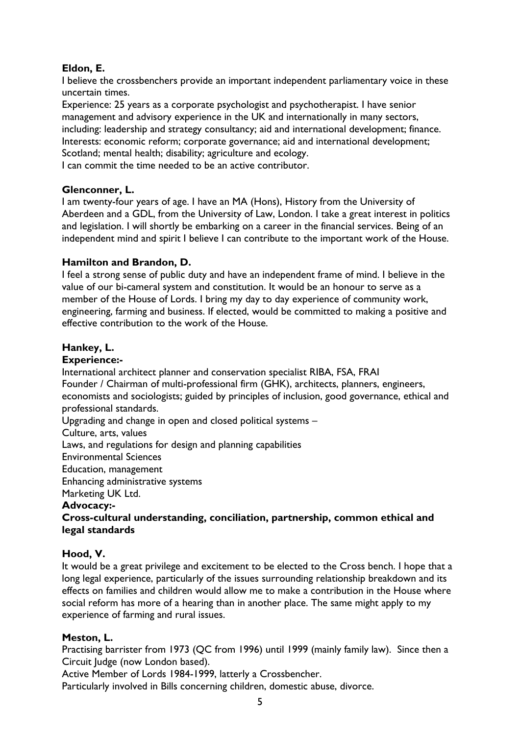**Eldon, E.**

I believe the crossbenchers provide an important independent parliamentary voice in these uncertain times.

Experience: 25 years as a corporate psychologist and psychotherapist. I have senior management and advisory experience in the UK and internationally in many sectors, including: leadership and strategy consultancy; aid and international development; finance.

Interests: economic reform; corporate governance; aid and international development; Scotland; mental health; disability; agriculture and ecology.

I can commit the time needed to be an active contributor.

**Glenconner, L.**

I am twenty-four years of age. I have an MA (Hons), History from the University of Aberdeen and a GDL, from the University of Law, London. I take a great interest in politics and legislation. I will shortly be embarking on a career in the financial services. Being of an independent mind and spirit I believe I can contribute to the important work of the House.

**Hamilton and Brandon, D.**

I feel a strong sense of public duty and have an independent frame of mind. I believe in the value of our bi-cameral system and constitution. It would be an honour to serve as a member of the House of Lords. I bring my day to day experience of community work, engineering, farming and business. If elected, would be committed to making a positive and effective contribution to the work of the House.

**Hankey, L.**

**Experience:-**

International architect planner and conservation specialist RIBA, FSA, FRAI

Founder / Chairman of multi-professional firm (GHK), architects, planners, engineers, economists and sociologists; guided by principles of inclusion, good governance, ethical and professional standards.

Upgrading and change in open and closed political systems –

Culture, arts, values

Laws, and regulations for design and planning capabilities

Environmental Sciences

Education, management

Enhancing administrative systems

Marketing UK Ltd.

**Advocacy:-**

**Cross-cultural understanding, conciliation, partnership, common ethical and legal standards**

**Hood, V.**

It would be a great privilege and excitement to be elected to the Cross bench. I hope that a long legal experience, particularly of the issues surrounding relationship breakdown and its effects on families and children would allow me to make a contribution in the House where social reform has more of a hearing than in another place. The same might apply to my experience of farming and rural issues.

**Meston, L.**

Practising barrister from 1973 (QC from 1996) until 1999 (mainly family law). Since then a Circuit Judge (now London based).

Active Member of Lords 1984-1999, latterly a Crossbencher.

Particularly involved in Bills concerning children, domestic abuse, divorce.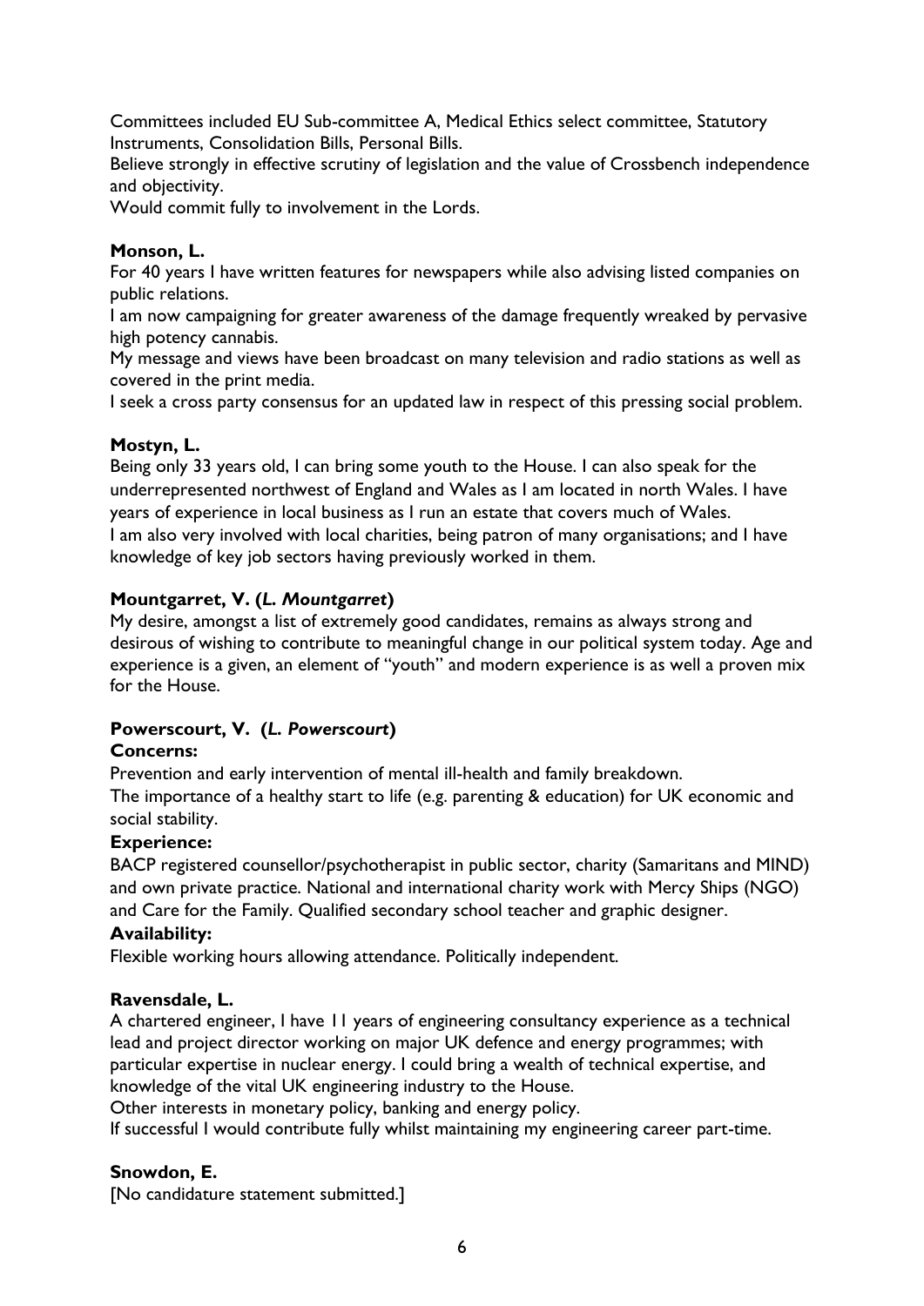Committees included EU Sub-committee A, Medical Ethics select committee, Statutory Instruments, Consolidation Bills, Personal Bills.
Believe strongly in effective scrutiny of legislation and the value of Crossbench independence and objectivity.
Would commit fully to involvement in the Lords.

**Monson, L.**
For 40 years I have written features for newspapers while also advising listed companies on public relations.
I am now campaigning for greater awareness of the damage frequently wreaked by pervasive high potency cannabis.
My message and views have been broadcast on many television and radio stations as well as covered in the print media.
I seek a cross party consensus for an updated law in respect of this pressing social problem.

**Mostyn, L.**
Being only 33 years old, I can bring some youth to the House. I can also speak for the underrepresented northwest of England and Wales as I am located in north Wales. I have years of experience in local business as I run an estate that covers much of Wales.
I am also very involved with local charities, being patron of many organisations; and I have knowledge of key job sectors having previously worked in them.

**Mountgarret, V. (*L. Mountgarret*)**
My desire, amongst a list of extremely good candidates, remains as always strong and desirous of wishing to contribute to meaningful change in our political system today. Age and experience is a given, an element of "youth" and modern experience is as well a proven mix for the House.

**Powerscourt, V. (*L. Powerscourt*)**
**Concerns:**
Prevention and early intervention of mental ill-health and family breakdown.
The importance of a healthy start to life (e.g. parenting & education) for UK economic and social stability.
**Experience:**
BACP registered counsellor/psychotherapist in public sector, charity (Samaritans and MIND) and own private practice. National and international charity work with Mercy Ships (NGO) and Care for the Family. Qualified secondary school teacher and graphic designer.
**Availability:**
Flexible working hours allowing attendance. Politically independent.

**Ravensdale, L.**
A chartered engineer, I have 11 years of engineering consultancy experience as a technical lead and project director working on major UK defence and energy programmes; with particular expertise in nuclear energy. I could bring a wealth of technical expertise, and knowledge of the vital UK engineering industry to the House.
Other interests in monetary policy, banking and energy policy.
If successful I would contribute fully whilst maintaining my engineering career part-time.

**Snowdon, E.**
[No candidature statement submitted.]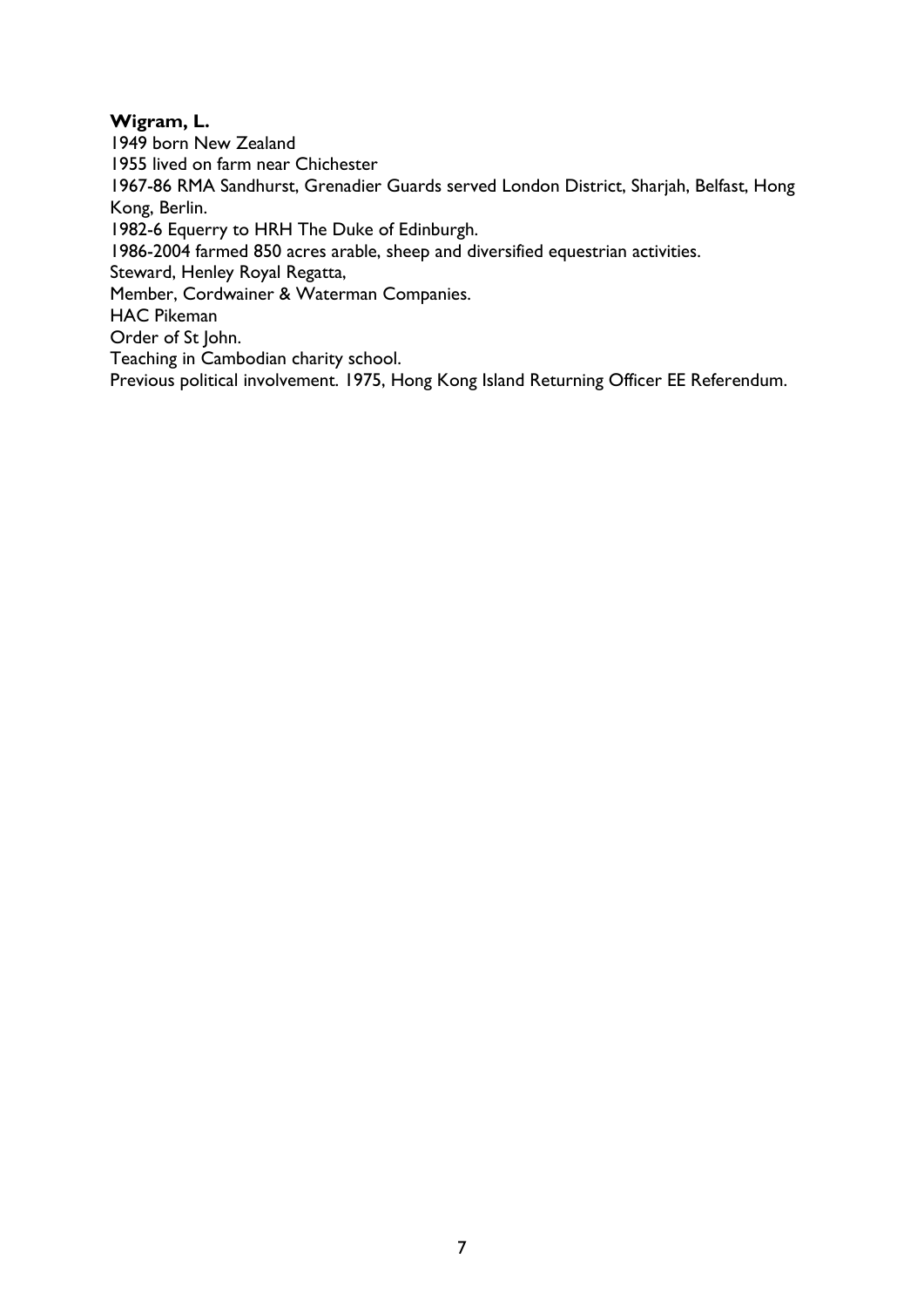**Wigram, L.**

1949 born New Zealand

1955 lived on farm near Chichester

1967-86 RMA Sandhurst, Grenadier Guards served London District, Sharjah, Belfast, Hong Kong, Berlin.

1982-6 Equerry to HRH The Duke of Edinburgh.

1986-2004 farmed 850 acres arable, sheep and diversified equestrian activities.

Steward, Henley Royal Regatta,

Member, Cordwainer & Waterman Companies.

HAC Pikeman

Order of St John.

Teaching in Cambodian charity school.

Previous political involvement. 1975, Hong Kong Island Returning Officer EE Referendum.